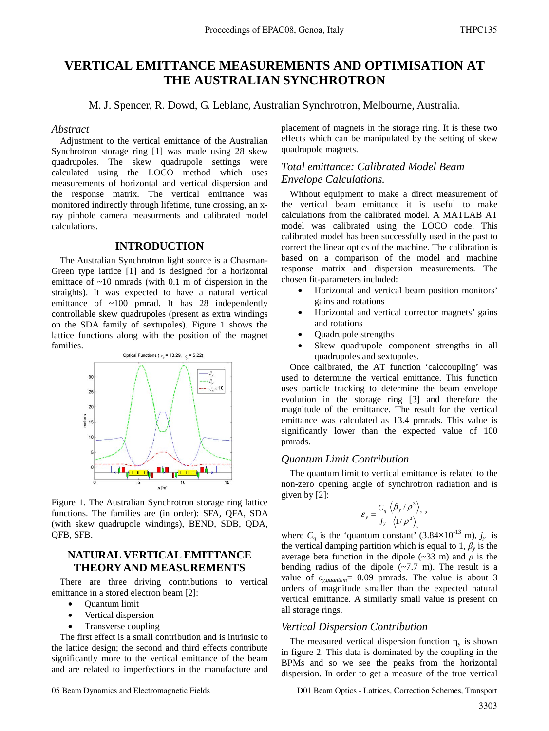# VERTICAL EMITTANCE MEASUREMENTS AND OPTIMISATION AT THE AUSTRALIAN SYNCHROTRON

M. J. Spencer, R. Dowd, G. Leblanc, Australian Synchrotron, Melbourne, Australia.

### *Abstract*

Adjustment to the vertical emittance of the Australian Synchrotron storage ring [1] was made using 28 skew quadrupoles. The skew quadrupole settings were calculated using the LOCO method which uses measurements of horizontal and vertical dispersion and the response matrix. The vertical emittance was monitored indirectly through lifetime, tune crossing, an x-ray pinhole camera measurments and calibrated model calculations.

## INTRODUCTION

The Australian Synchrotron light source is a Chasman-Green type lattice [1] and is designed for a horizontal emittance of ~10 nmrads (with 0.1 m of dispersion in the straights). It was expected to have a natural vertical emittance of ~100 pmrad. It has 28 independently controllable skew quadrupoles (present as extra windings on the SDA family of sextupoles). Figure 1 shows the lattice functions along with the position of the magnet families.

Figure 1. The Australian Synchrotron storage ring lattice functions. The families are (in order): SFA, QFA, SDA (with skew quadrupole windings), BEND, SDB, QDA, QFB, SFB.

## NATURAL VERTICAL EMITTANCE THEORY AND MEASUREMENTS

There are three driving contributions to vertical emittance in a stored electron beam [2]:

- Quantum limit
- Vertical dispersion
- Transverse coupling

The first effect is a small contribution and is intrinsic to the lattice design; the second and third effects contribute significantly more to the vertical emittance of the beam and are related to imperfections in the manufacture and placement of magnets in the storage ring. It is these two effects which can be manipulated by the setting of skew quadrupole magnets.

### *Total emittance: Calibrated Model Beam Envelope Calculations.*

Without equipment to make a direct measurement of the vertical beam emittance it is useful to make calculations from the calibrated model. A MATLAB AT model was calibrated using the LOCO code. This calibrated model has been successfully used in the past to correct the linear optics of the machine. The calibration is based on a comparison of the model and machine response matrix and dispersion measurements. The chosen fit-parameters included:

- Horizontal and vertical beam position monitors' gains and rotations
- Horizontal and vertical corrector magnets' gains and rotations
- Quadrupole strengths
- Skew quadrupole component strengths in all quadrupoles and sextupoles.

Once calibrated, the AT function 'calccoupling' was used to determine the vertical emittance. This function uses particle tracking to determine the beam envelope evolution in the storage ring [3] and therefore the magnitude of the emittance. The result for the vertical emittance was calculated as 13.4 pmrads. This value is significantly lower than the expected value of 100 pmrads.

### *Quantum Limit Contribution*

The quantum limit to vertical emittance is related to the non-zero opening angle of synchrotron radiation and is given by [2]:

$$\varepsilon_y = \frac{C_q}{j_y} \frac{\left\langle \beta_y / \rho^3 \right\rangle_s}{\left\langle 1/\rho^2 \right\rangle_s},$$

where $C_q$ is the 'quantum constant' ($3.84\times10^{-13}$ m), $j_y$ is the vertical damping partition which is equal to 1, $\beta_y$ is the average beta function in the dipole (~33 m) and $\rho$ is the bending radius of the dipole (~7.7 m). The result is a value of $\varepsilon_{y,quantum}$= 0.09 pmrads. The value is about 3 orders of magnitude smaller than the expected natural vertical emittance. A similarly small value is present on all storage rings.

### *Vertical Dispersion Contribution*

The measured vertical dispersion function $\eta_y$ is shown in figure 2. This data is dominated by the coupling in the BPMs and so we see the peaks from the horizontal dispersion. In order to get a measure of the true vertical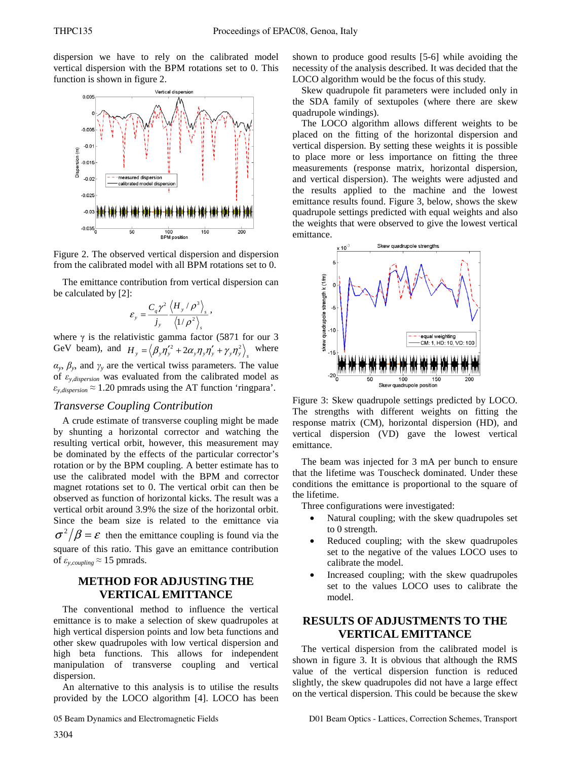dispersion we have to rely on the calibrated model vertical dispersion with the BPM rotations set to 0. This function is shown in figure 2.

Figure 2. The observed vertical dispersion and dispersion from the calibrated model with all BPM rotations set to 0.

The emittance contribution from vertical dispersion can be calculated by [2]:

$$\varepsilon_y = \frac{C_q \gamma^2}{j_y} \frac{\langle H_y / \rho^3 \rangle_s}{\langle 1/\rho^2 \rangle_s},$$

where γ is the relativistic gamma factor (5871 for our 3 GeV beam), and $H_y = \langle \beta_y \eta_y'^2 + 2\alpha_y \eta_y \eta_y' + \gamma_y \eta_y^2 \rangle_s$ where $\alpha_y$, $\beta_y$, and $\gamma_y$ are the vertical twiss parameters. The value of $\varepsilon_{y,dispersion}$ was evaluated from the calibrated model as $\varepsilon_{y,dispersion} \approx 1.20$ pmrads using the AT function 'ringpara'.

### *Transverse Coupling Contribution*

A crude estimate of transverse coupling might be made by shunting a horizontal corrector and watching the resulting vertical orbit, however, this measurement may be dominated by the effects of the particular corrector's rotation or by the BPM coupling. A better estimate has to use the calibrated model with the BPM and corrector magnet rotations set to 0. The vertical orbit can then be observed as function of horizontal kicks. The result was a vertical orbit around 3.9% the size of the horizontal orbit. Since the beam size is related to the emittance via $\sigma^2/\beta = \varepsilon$ then the emittance coupling is found via the square of this ratio. This gave an emittance contribution of $\varepsilon_{y,coupling} \approx 15$ pmrads.

## METHOD FOR ADJUSTING THE VERTICAL EMITTANCE

The conventional method to influence the vertical emittance is to make a selection of skew quadrupoles at high vertical dispersion points and low beta functions and other skew quadrupoles with low vertical dispersion and high beta functions. This allows for independent manipulation of transverse coupling and vertical dispersion.

An alternative to this analysis is to utilise the results provided by the LOCO algorithm [4]. LOCO has been shown to produce good results [5-6] while avoiding the necessity of the analysis described. It was decided that the LOCO algorithm would be the focus of this study.

Skew quadrupole fit parameters were included only in the SDA family of sextupoles (where there are skew quadrupole windings).

The LOCO algorithm allows different weights to be placed on the fitting of the horizontal dispersion and vertical dispersion. By setting these weights it is possible to place more or less importance on fitting the three measurements (response matrix, horizontal dispersion, and vertical dispersion). The weights were adjusted and the results applied to the machine and the lowest emittance results found. Figure 3, below, shows the skew quadrupole settings predicted with equal weights and also the weights that were observed to give the lowest vertical emittance.

Figure 3: Skew quadrupole settings predicted by LOCO. The strengths with different weights on fitting the response matrix (CM), horizontal dispersion (HD), and vertical dispersion (VD) gave the lowest vertical emittance.

The beam was injected for 3 mA per bunch to ensure that the lifetime was Touscheck dominated. Under these conditions the emittance is proportional to the square of the lifetime.

Three configurations were investigated:

- Natural coupling; with the skew quadrupoles set to 0 strength.
- Reduced coupling; with the skew quadrupoles set to the negative of the values LOCO uses to calibrate the model.
- Increased coupling; with the skew quadrupoles set to the values LOCO uses to calibrate the model.

## RESULTS OF ADJUSTMENTS TO THE VERTICAL EMITTANCE

The vertical dispersion from the calibrated model is shown in figure 3. It is obvious that although the RMS value of the vertical dispersion function is reduced slightly, the skew quadrupoles did not have a large effect on the vertical dispersion. This could be because the skew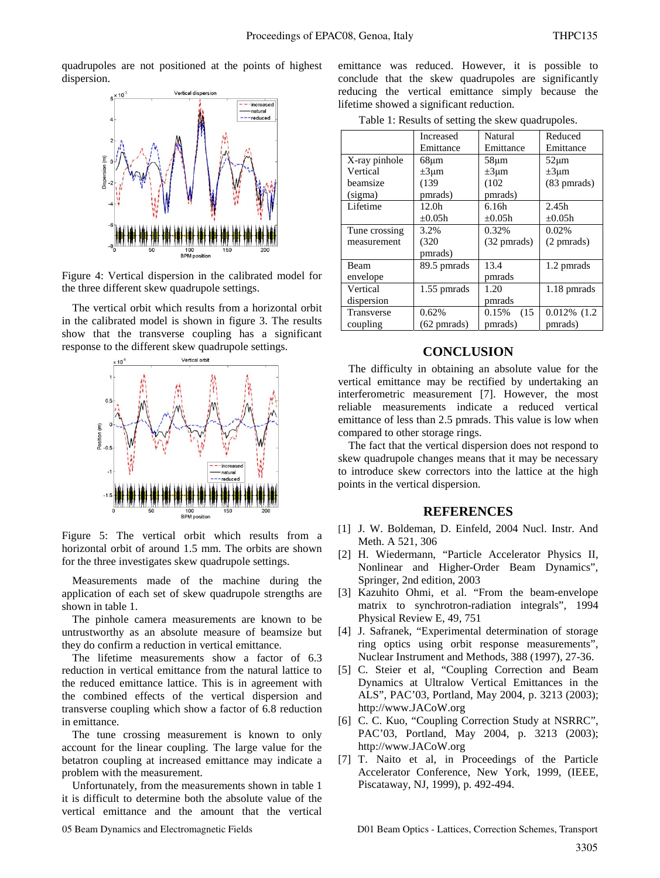quadrupoles are not positioned at the points of highest dispersion.

Vertical dispersion

$\times 10^{-3}$

increased
natural
reduced

Dispersion (m)

BPM position

Figure 4: Vertical dispersion in the calibrated model for the three different skew quadrupole settings.

The vertical orbit which results from a horizontal orbit in the calibrated model is shown in figure 3. The results show that the transverse coupling has a significant response to the different skew quadrupole settings.

Vertical orbit

$\times 10^{-4}$

increased
natural
reduced

Position (m)

BPM position

Figure 5: The vertical orbit which results from a horizontal orbit of around 1.5 mm. The orbits are shown for the three investigates skew quadrupole settings.

Measurements made of the machine during the application of each set of skew quadrupole strengths are shown in table 1.

The pinhole camera measurements are known to be untrustworthy as an absolute measure of beamsize but they do confirm a reduction in vertical emittance.

The lifetime measurements show a factor of 6.3 reduction in vertical emittance from the natural lattice to the reduced emittance lattice. This is in agreement with the combined effects of the vertical dispersion and transverse coupling which show a factor of 6.8 reduction in emittance.

The tune crossing measurement is known to only account for the linear coupling. The large value for the betatron coupling at increased emittance may indicate a problem with the measurement.

Unfortunately, from the measurements shown in table 1 it is difficult to determine both the absolute value of the vertical emittance and the amount that the vertical emittance was reduced. However, it is possible to conclude that the skew quadrupoles are significantly reducing the vertical emittance simply because the lifetime showed a significant reduction.

Table 1: Results of setting the skew quadrupoles.

| | Increased Emittance | Natural Emittance | Reduced Emittance |
|---|---|---|---|
| X-ray pinhole Vertical beamsize (sigma) | 68μm ±3μm (139 pmrads) | 58μm ±3μm (102 pmrads) | 52μm ±3μm (83 pmrads) |
| Lifetime | 12.0h ±0.05h | 6.16h ±0.05h | 2.45h ±0.05h |
| Tune crossing measurement | 3.2% (320 pmrads) | 0.32% (32 pmrads) | 0.02% (2 pmrads) |
| Beam envelope | 89.5 pmrads | 13.4 pmrads | 1.2 pmrads |
| Vertical dispersion | 1.55 pmrads | 1.20 pmrads | 1.18 pmrads |
| Transverse coupling | 0.62% (62 pmrads) | 0.15% (15 pmrads) | 0.012% (1.2 pmrads) |

## CONCLUSION

The difficulty in obtaining an absolute value for the vertical emittance may be rectified by undertaking an interferometric measurement [7]. However, the most reliable measurements indicate a reduced vertical emittance of less than 2.5 pmrads. This value is low when compared to other storage rings.

The fact that the vertical dispersion does not respond to skew quadrupole changes means that it may be necessary to introduce skew correctors into the lattice at the high points in the vertical dispersion.

## REFERENCES

[1] J. W. Boldeman, D. Einfeld, 2004 Nucl. Instr. And Meth. A 521, 306

[2] H. Wiedermann, "Particle Accelerator Physics II, Nonlinear and Higher-Order Beam Dynamics", Springer, 2nd edition, 2003

[3] Kazuhito Ohmi, et al. "From the beam-envelope matrix to synchrotron-radiation integrals", 1994 Physical Review E, 49, 751

[4] J. Safranek, "Experimental determination of storage ring optics using orbit response measurements", Nuclear Instrument and Methods, 388 (1997), 27-36.

[5] C. Steier et al, "Coupling Correction and Beam Dynamics at Ultralow Vertical Emittances in the ALS", PAC'03, Portland, May 2004, p. 3213 (2003); http://www.JACoW.org

[6] C. C. Kuo, "Coupling Correction Study at NSRRC", PAC'03, Portland, May 2004, p. 3213 (2003); http://www.JACoW.org

[7] T. Naito et al, in Proceedings of the Particle Accelerator Conference, New York, 1999, (IEEE, Piscataway, NJ, 1999), p. 492-494.